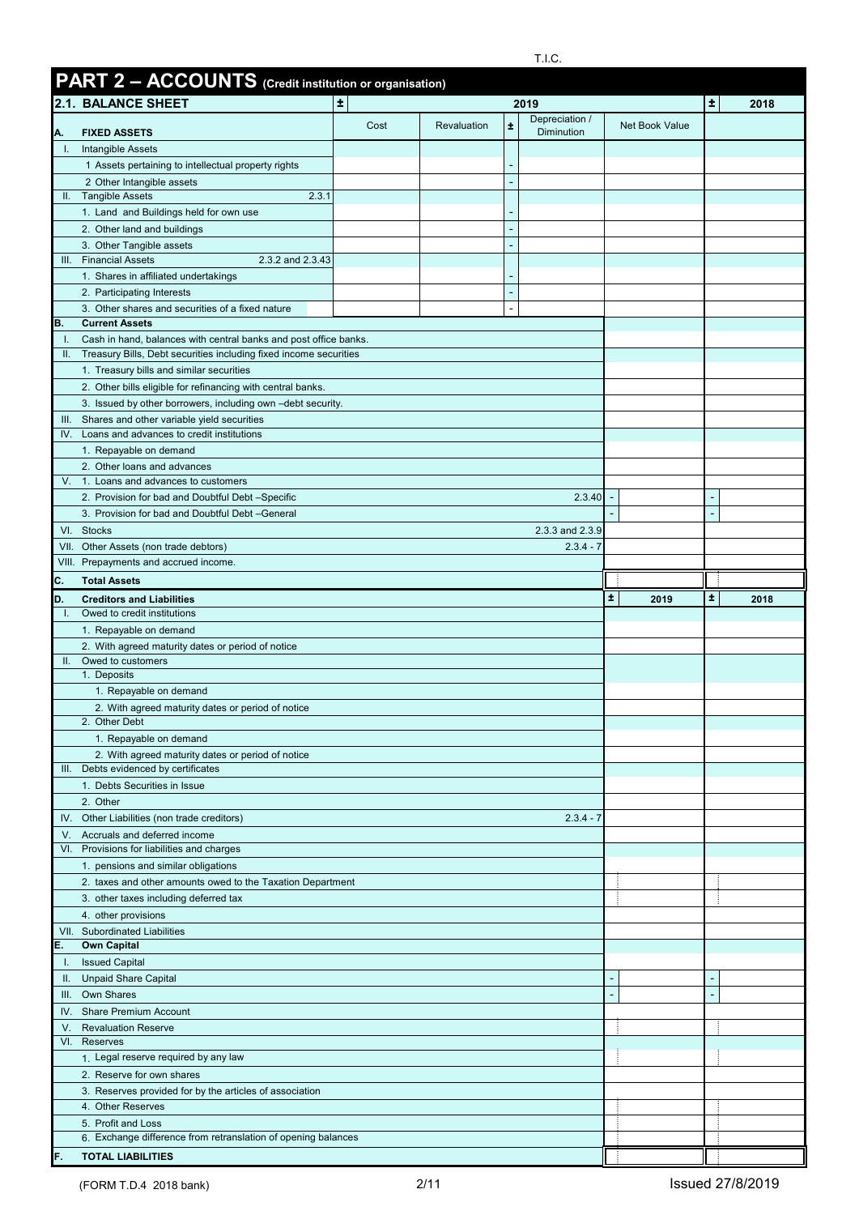T.I.C.

# PART 2 – ACCOUNTS (Credit institution or organisation)

## 2.1. BALANCE SHEET

| | | ± | 2019 | | | | | ± | 2018 |
|---|---|---|---|---|---|---|---|---|---|
| **A.** | **FIXED ASSETS** | | Cost | Revaluation | ± | Depreciation / Diminution | Net Book Value | | |
| I. | Intangible Assets | | | | | | | | |
| | 1 Assets pertaining to intellectual property rights | | | | - | | | | |
| | 2 Other Intangible assets | | | | - | | | | |
| II. | Tangible Assets 2.3.1 | | | | | | | | |
| | 1. Land and Buildings held for own use | | | | - | | | | |
| | 2. Other land and buildings | | | | - | | | | |
| | 3. Other Tangible assets | | | | - | | | | |
| III. | Financial Assets 2.3.2 and 2.3.43 | | | | | | | | |
| | 1. Shares in affiliated undertakings | | | | - | | | | |
| | 2. Participating Interests | | | | - | | | | |
| | 3. Other shares and securities of a fixed nature | | | | - | | | | |
| **B.** | **Current Assets** | | | | | | | | |
| I. | Cash in hand, balances with central banks and post office banks. | | | | | | | | |
| II. | Treasury Bills, Debt securities including fixed income securities | | | | | | | | |
| | 1. Treasury bills and similar securities | | | | | | | | |
| | 2. Other bills eligible for refinancing with central banks. | | | | | | | | |
| | 3. Issued by other borrowers, including own –debt security. | | | | | | | | |
| III. | Shares and other variable yield securities | | | | | | | | |
| IV. | Loans and advances to credit institutions | | | | | | | | |
| | 1. Repayable on demand | | | | | | | | |
| | 2. Other loans and advances | | | | | | | | |
| V. | 1. Loans and advances to customers | | | | | | | | |
| | 2. Provision for bad and Doubtful Debt –Specific | | | | | 2.3.40 | - | - | |
| | 3. Provision for bad and Doubtful Debt –General | | | | | | - | - | |
| VI. | Stocks | | | | | 2.3.3 and 2.3.9 | | | |
| VII. | Other Assets (non trade debtors) | | | | | 2.3.4 - 7 | | | |
| VIII. | Prepayments and accrued income. | | | | | | | | |
| **C.** | **Total Assets** | | | | | | | | |

| | | | ± | 2019 | ± | 2018 |
|---|---|---|---|---|---|---|
| **D.** | **Creditors and Liabilities** | | | | | |
| I. | Owed to credit institutions | | | | | |
| | 1. Repayable on demand | | | | | |
| | 2. With agreed maturity dates or period of notice | | | | | |
| II. | Owed to customers | | | | | |
| | 1. Deposits | | | | | |
| | 1. Repayable on demand | | | | | |
| | 2. With agreed maturity dates or period of notice | | | | | |
| | 2. Other Debt | | | | | |
| | 1. Repayable on demand | | | | | |
| | 2. With agreed maturity dates or period of notice | | | | | |
| III. | Debts evidenced by certificates | | | | | |
| | 1. Debts Securities in Issue | | | | | |
| | 2. Other | | | | | |
| IV. | Other Liabilities (non trade creditors) | 2.3.4 - 7 | | | | |
| V. | Accruals and deferred income | | | | | |
| VI. | Provisions for liabilities and charges | | | | | |
| | 1. pensions and similar obligations | | | | | |
| | 2. taxes and other amounts owed to the Taxation Department | | | | | |
| | 3. other taxes including deferred tax | | | | | |
| | 4. other provisions | | | | | |
| VII. | Subordinated Liabilities | | | | | |
| **E.** | **Own Capital** | | | | | |
| I. | Issued Capital | | | | | |
| II. | Unpaid Share Capital | | - | | - | |
| III. | Own Shares | | - | | - | |
| IV. | Share Premium Account | | | | | |
| V. | Revaluation Reserve | | | | | |
| VI. | Reserves | | | | | |
| | 1. Legal reserve required by any law | | | | | |
| | 2. Reserve for own shares | | | | | |
| | 3. Reserves provided for by the articles of association | | | | | |
| | 4. Other Reserves | | | | | |
| | 5. Profit and Loss | | | | | |
| | 6. Exchange difference from retranslation of opening balances | | | | | |
| **F.** | **TOTAL LIABILITIES** | | | | | |

(FORM T.D.4 2018 bank) Issued 27/8/2019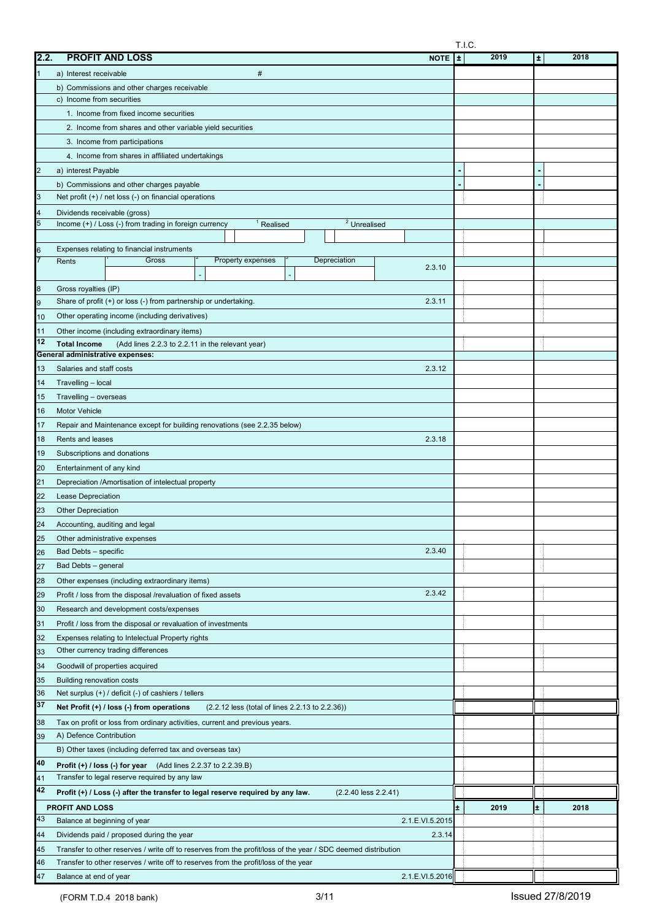T.I.C.

| 2.2. | PROFIT AND LOSS | NOTE | ± | 2019 | ± | 2018 |
|---|---|---|---|---|---|---|
| 1 | a) Interest receivable # | | | | | |
| | b) Commissions and other charges receivable | | | | | |
| | c) Income from securities | | | | | |
| | 1. Income from fixed income securities | | | | | |
| | 2. Income from shares and other variable yield securities | | | | | |
| | 3. Income from participations | | | | | |
| | 4. Income from shares in affiliated undertakings | | | | | |
| 2 | a) interest Payable | | - | | - | |
| | b) Commissions and other charges payable | | - | | - | |
| 3 | Net profit (+) / net loss (-) on financial operations | | | | | |
| 4 | Dividends receivable (gross) | | | | | |
| 5 | Income (+) / Loss (-) from trading in foreign currency [1] Realised [2] Unrealised | | | | | |
| 6 | Expenses relating to financial instruments | | | | | |
| 7 | Rents [1] Gross [2] Property expenses - [3] Depreciation - | 2.3.10 | | | | |
| 8 | Gross royalties (IP) | | | | | |
| 9 | Share of profit (+) or loss (-) from partnership or undertaking. | 2.3.11 | | | | |
| 10 | Other operating income (including derivatives) | | | | | |
| 11 | Other income (including extraordinary items) | | | | | |
| 12 | **Total Income** (Add lines 2.2.3 to 2.2.11 in the relevant year) | | | | | |
| | **General administrative expenses:** | | | | | |
| 13 | Salaries and staff costs | 2.3.12 | | | | |
| 14 | Travelling – local | | | | | |
| 15 | Travelling – overseas | | | | | |
| 16 | Motor Vehicle | | | | | |
| 17 | Repair and Maintenance except for building renovations (see 2.2.35 below) | | | | | |
| 18 | Rents and leases | 2.3.18 | | | | |
| 19 | Subscriptions and donations | | | | | |
| 20 | Entertainment of any kind | | | | | |
| 21 | Depreciation /Amortisation of intelectual property | | | | | |
| 22 | Lease Depreciation | | | | | |
| 23 | Other Depreciation | | | | | |
| 24 | Accounting, auditing and legal | | | | | |
| 25 | Other administrative expenses | | | | | |
| 26 | Bad Debts – specific | 2.3.40 | | | | |
| 27 | Bad Debts – general | | | | | |
| 28 | Other expenses (including extraordinary items) | | | | | |
| 29 | Profit / loss from the disposal /revaluation of fixed assets | 2.3.42 | | | | |
| 30 | Research and development costs/expenses | | | | | |
| 31 | Profit / loss from the disposal or revaluation of investments | | | | | |
| 32 | Expenses relating to Intelectual Property rights | | | | | |
| 33 | Other currency trading differences | | | | | |
| 34 | Goodwill of properties acquired | | | | | |
| 35 | Building renovation costs | | | | | |
| 36 | Net surplus (+) / deficit (-) of cashiers / tellers | | | | | |
| 37 | **Net Profit (+) / loss (-) from operations** (2.2.12 less (total of lines 2.2.13 to 2.2.36)) | | | | | |
| 38 | Tax on profit or loss from ordinary activities, current and previous years. | | | | | |
| 39 | A) Defence Contribution | | | | | |
| | B) Other taxes (including deferred tax and overseas tax) | | | | | |
| 40 | **Profit (+) / loss (-) for year** (Add lines 2.2.37 to 2.2.39.B) | | | | | |
| 41 | Transfer to legal reserve required by any law | | | | | |
| 42 | **Profit (+) / Loss (-) after the transfer to legal reserve required by any law.** (2.2.40 less 2.2.41) | | | | | |
| | **PROFIT AND LOSS** | | ± | 2019 | ± | 2018 |
| 43 | Balance at beginning of year | 2.1.E.VI.5.2015 | | | | |
| 44 | Dividends paid / proposed during the year | 2.3.14 | | | | |
| 45 | Transfer to other reserves / write off to reserves from the profit/loss of the year / SDC deemed distribution | | | | | |
| 46 | Transfer to other reserves / write off to reserves from the profit/loss of the year | | | | | |
| 47 | Balance at end of year | 2.1.E.VI.5.2016 | | | | |

(FORM T.D.4 2018 bank) Issued 27/8/2019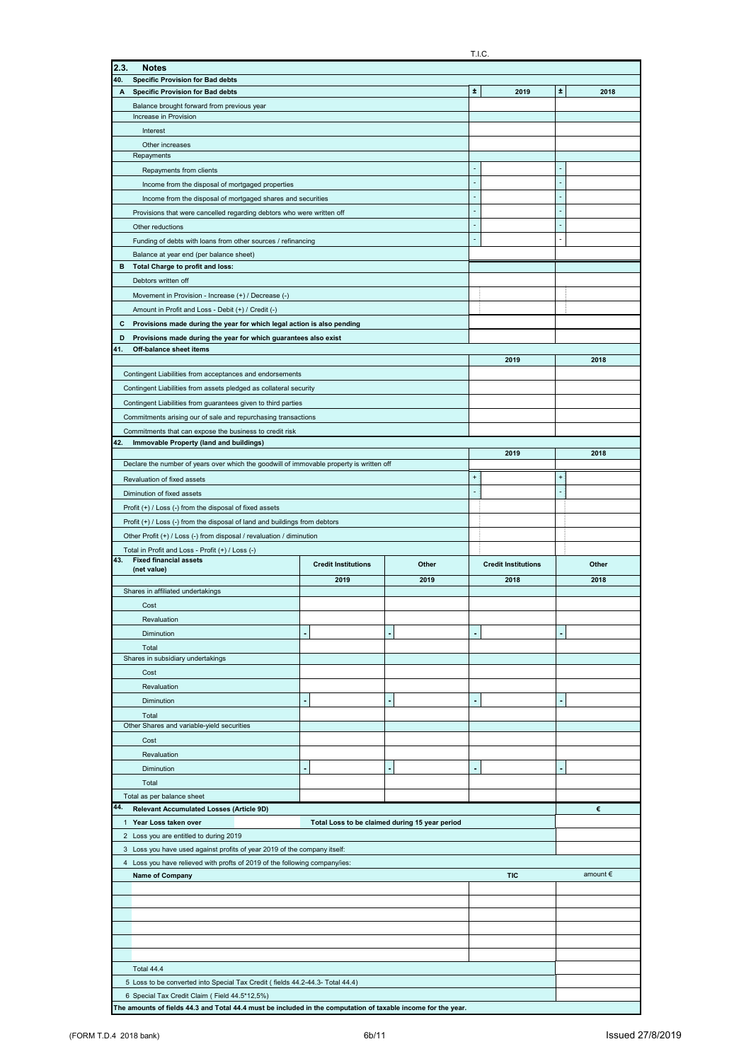T.I.C.

## 2.3. Notes

### 40. Specific Provision for Bad debts

| A | Specific Provision for Bad debts | ± | 2019 | ± | 2018 |
|---|---|---|---|---|---|
| | Balance brought forward from previous year | | | | |
| | Increase in Provision | | | | |
| | Interest | | | | |
| | Other increases | | | | |
| | Repayments | | | | |
| | Repayments from clients | - | | - | |
| | Income from the disposal of mortgaged properties | - | | - | |
| | Income from the disposal of mortgaged shares and securities | - | | - | |
| | Provisions that were cancelled regarding debtors who were written off | - | | - | |
| | Other reductions | - | | - | |
| | Funding of debts with loans from other sources / refinancing | - | | - | |
| | Balance at year end (per balance sheet) | | | | |
| **B** | **Total Charge to profit and loss:** | | | | |
| | Debtors written off | | | | |
| | Movement in Provision - Increase (+) / Decrease (-) | | | | |
| | Amount in Profit and Loss - Debit (+) / Credit (-) | | | | |
| **C** | **Provisions made during the year for which legal action is also pending** | | | | |
| **D** | **Provisions made during the year for which guarantees also exist** | | | | |

### 41. Off-balance sheet items

| | 2019 | 2018 |
|---|---|---|
| Contingent Liabilities from acceptances and endorsements | | |
| Contingent Liabilities from assets pledged as collateral security | | |
| Contingent Liabilities from guarantees given to third parties | | |
| Commitments arising our of sale and repurchasing transactions | | |
| Commitments that can expose the business to credit risk | | |

### 42. Immovable Property (land and buildings)

| | | 2019 | | 2018 |
|---|---|---|---|---|
| Declare the number of years over which the goodwill of immovable property is written off | | | | |
| Revaluation of fixed assets | + | | + | |
| Diminution of fixed assets | - | | - | |
| Profit (+) / Loss (-) from the disposal of fixed assets | | | | |
| Profit (+) / Loss (-) from the disposal of land and buildings from debtors | | | | |
| Other Profit (+) / Loss (-) from disposal / revaluation / diminution | | | | |
| Total in Profit and Loss - Profit (+) / Loss (-) | | | | |

### 43. Fixed financial assets (net value)

| | Credit Institutions | Other | Credit Institutions | Other |
|---|---|---|---|---|
| | 2019 | 2019 | 2018 | 2018 |
| Shares in affiliated undertakings | | | | |
| Cost | | | | |
| Revaluation | | | | |
| Diminution | - | - | - | - |
| Total | | | | |
| Shares in subsidiary undertakings | | | | |
| Cost | | | | |
| Revaluation | | | | |
| Diminution | - | - | - | - |
| Total | | | | |
| Other Shares and variable-yield securities | | | | |
| Cost | | | | |
| Revaluation | | | | |
| Diminution | - | - | - | - |
| Total | | | | |
| Total as per balance sheet | | | | |

### 44. Relevant Accumulated Losses (Article 9D)

| | | | € |
|---|---|---|---|
| 1 | Year Loss taken over | Total Loss to be claimed during 15 year period | |
| 2 | Loss you are entitled to during 2019 | | |
| 3 | Loss you have used against profits of year 2019 of the company itself: | | |
| 4 | Loss you have relieved with profts of 2019 of the following company/ies: | | |
| | **Name of Company** | **TIC** | amount € |
| | | | |
| | | | |
| | | | |
| | | | |
| | | | |
| | | | |
| | Total 44.4 | | |
| 5 | Loss to be converted into Special Tax Credit ( fields 44.2-44.3- Total 44.4) | | |
| 6 | Special Tax Credit Claim ( Field 44.5*12,5%) | | |

**The amounts of fields 44.3 and Total 44.4 must be included in the computation of taxable income for the year.**

(FORM T.D.4 2018 bank) 6b/11 Issued 27/8/2019